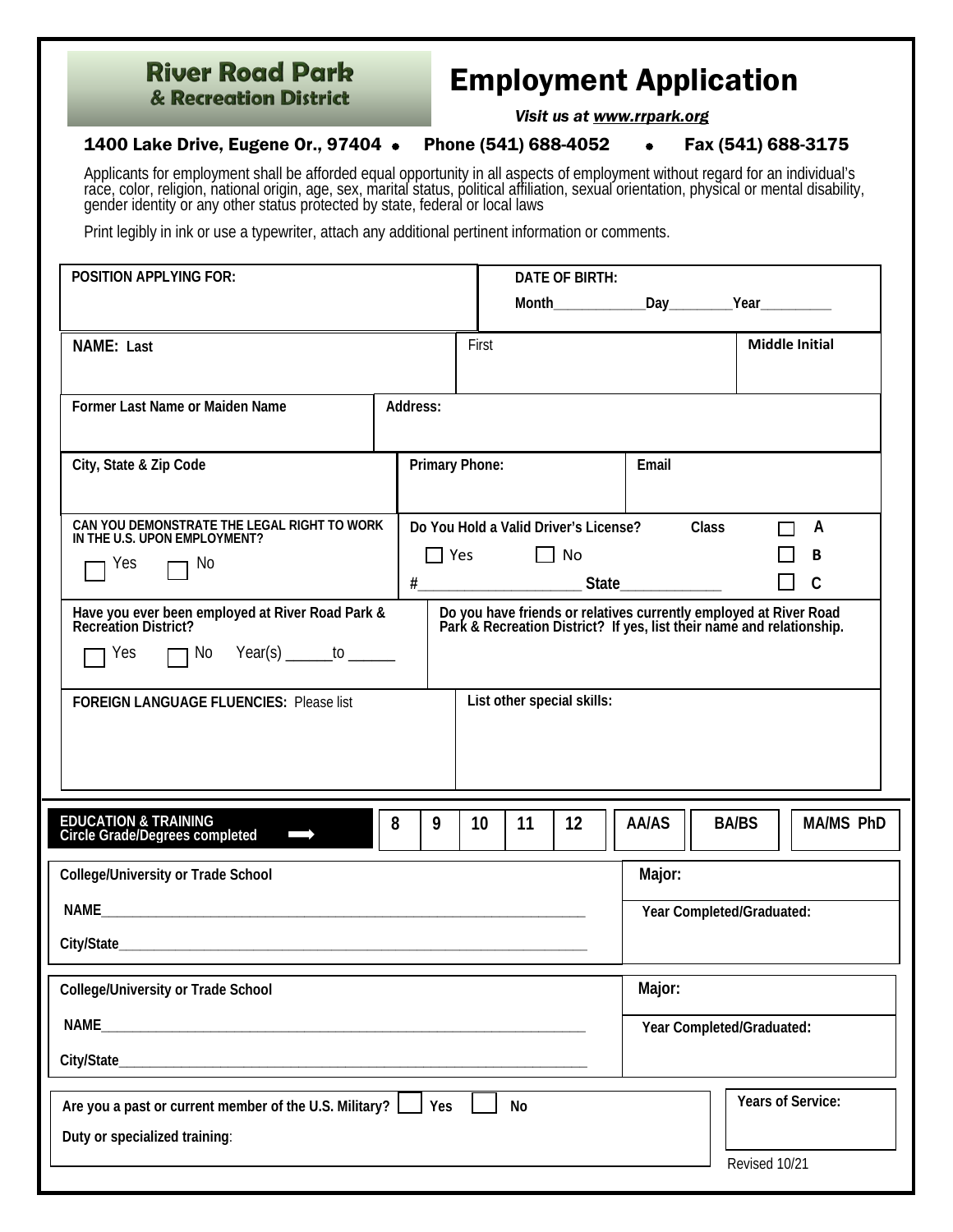**River Road Park & Recreation District**

# Employment Application

*Visit us at www.rrpark.org*

**1400 Lake Drive, Eugene Or., 97404 • Phone (541) 688-4052 • Fax (541) 688-3175**

Applicants for employment shall be afforded equal opportunity in all aspects of employment without regard for an individual's race, color, religion, national origin, age, sex, marital status, political affiliation, sexual orientation, physical or mental disability, gender identity or any other status protected by state, federal or local laws

Print legibly in ink or use a typewriter, attach any additional pertinent information or comments.

| **POSITION APPLYING FOR:** | **DATE OF BIRTH:** Month____________Day________Year_________ | |
|---|---|---|
| **NAME: Last** | First | **Middle Initial** |
| **Former Last Name or Maiden Name** | **Address:** | |
| **City, State & Zip Code** | **Primary Phone:** | **Email** |
| **CAN YOU DEMONSTRATE THE LEGAL RIGHT TO WORK IN THE U.S. UPON EMPLOYMENT?** ☐ Yes ☐ No | **Do You Hold a Valid Driver's License?** ☐ Yes ☐ No #____________________ **State**____________ | **Class** ☐ **A** ☐ **B** ☐ **C** |
| **Have you ever been employed at River Road Park & Recreation District?** ☐ Yes ☐ No Year(s) ______to ______ | **Do you have friends or relatives currently employed at River Road Park & Recreation District? If yes, list their name and relationship.** | |
| **FOREIGN LANGUAGE FLUENCIES:** Please list | **List other special skills:** | |

| **EDUCATION & TRAINING Circle Grade/Degrees completed** ➡ | **8** | **9** | **10** | **11** | **12** | **AA/AS** | **BA/BS** | **MA/MS PhD** |
|---|---|---|---|---|---|---|---|---|

| **College/University or Trade School** | **Major:** |
|---|---|
| **NAME**______________________________________________ | **Year Completed/Graduated:** |
| **City/State**____________________________________________ | |

| **College/University or Trade School** | **Major:** |
|---|---|
| **NAME**______________________________________________ | **Year Completed/Graduated:** |
| **City/State**____________________________________________ | |

| **Are you a past or current member of the U.S. Military?** ☐ **Yes** ☐ **No** | **Years of Service:** |
|---|---|
| **Duty or specialized training**: | |

Revised 10/21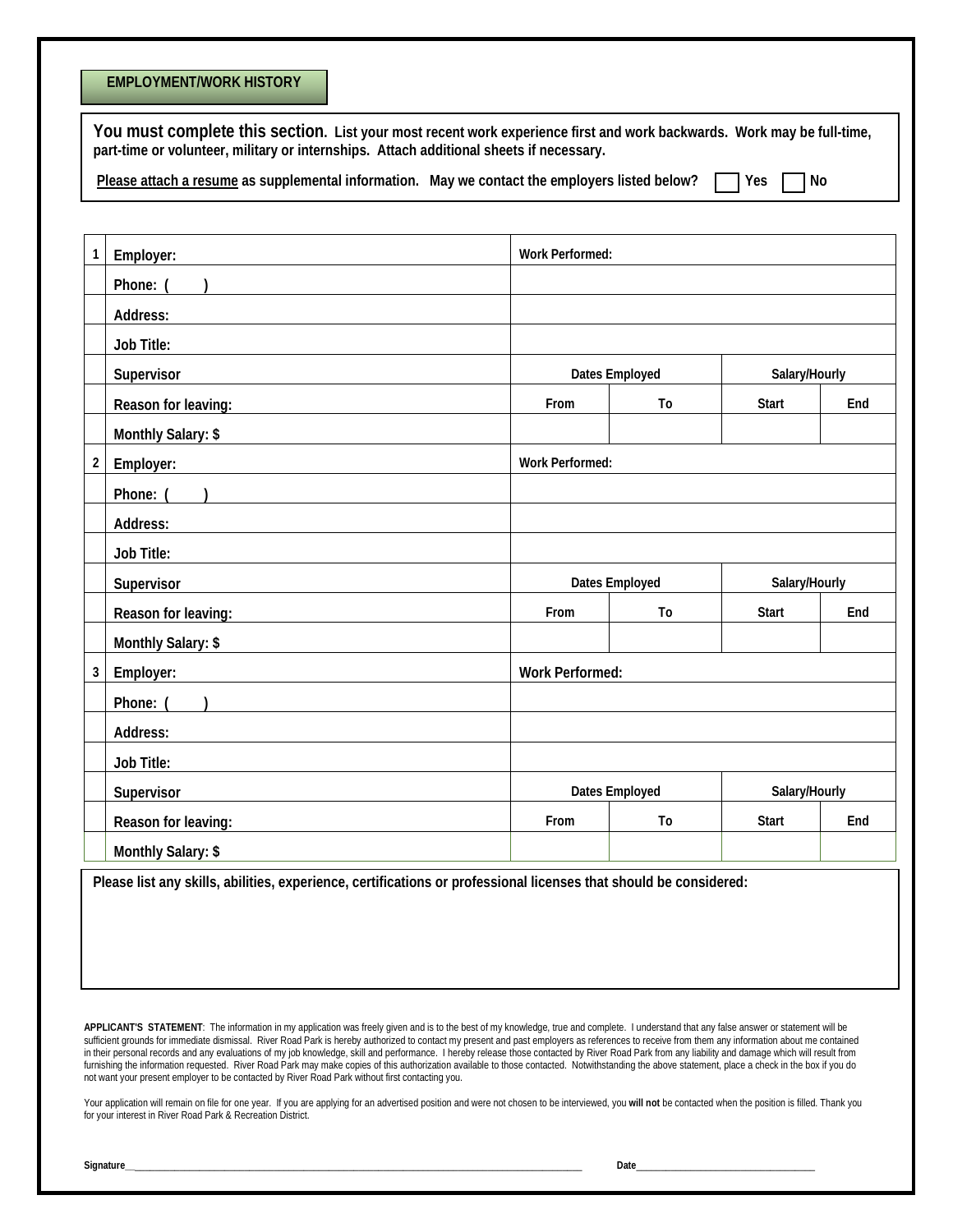## EMPLOYMENT/WORK HISTORY

**You must complete this section.** **List your most recent work experience first and work backwards. Work may be full-time, part-time or volunteer, military or internships. Attach additional sheets if necessary.**

**<u>Please attach a resume</u> as supplemental information. May we contact the employers listed below?** ☐ **Yes** ☐ **No**

| | | | | | |
|---|---|---|---|---|---|
| 1 | Employer: | Work Performed: | | | |
| | Phone: (     ) | | | | |
| | Address: | | | | |
| | Job Title: | | | | |
| | Supervisor | Dates Employed | | Salary/Hourly | |
| | Reason for leaving: | From | To | Start | End |
| | Monthly Salary: $ | | | | |
| 2 | Employer: | Work Performed: | | | |
| | Phone: (     ) | | | | |
| | Address: | | | | |
| | Job Title: | | | | |
| | Supervisor | Dates Employed | | Salary/Hourly | |
| | Reason for leaving: | From | To | Start | End |
| | Monthly Salary: $ | | | | |
| 3 | Employer: | Work Performed: | | | |
| | Phone: (     ) | | | | |
| | Address: | | | | |
| | Job Title: | | | | |
| | Supervisor | Dates Employed | | Salary/Hourly | |
| | Reason for leaving: | From | To | Start | End |
| | Monthly Salary: $ | | | | |

**Please list any skills, abilities, experience, certifications or professional licenses that should be considered:**

**APPLICANT'S STATEMENT**: The information in my application was freely given and is to the best of my knowledge, true and complete. I understand that any false answer or statement will be sufficient grounds for immediate dismissal. River Road Park is hereby authorized to contact my present and past employers as references to receive from them any information about me contained in their personal records and any evaluations of my job knowledge, skill and performance. I hereby release those contacted by River Road Park from any liability and damage which will result from furnishing the information requested. River Road Park may make copies of this authorization available to those contacted. Notwithstanding the above statement, place a check in the box if you do not want your present employer to be contacted by River Road Park without first contacting you.

Your application will remain on file for one year. If you are applying for an advertised position and were not chosen to be interviewed, you **will not** be contacted when the position is filled. Thank you for your interest in River Road Park & Recreation District.

**Signature**\_\_\_\_\_\_\_\_\_\_\_\_\_\_\_\_\_\_\_\_\_\_\_\_\_\_\_\_\_\_\_\_\_\_\_\_\_\_\_\_\_\_\_\_\_\_\_\_ **Date**\_\_\_\_\_\_\_\_\_\_\_\_\_\_\_\_\_\_\_\_\_\_\_\_\_\_